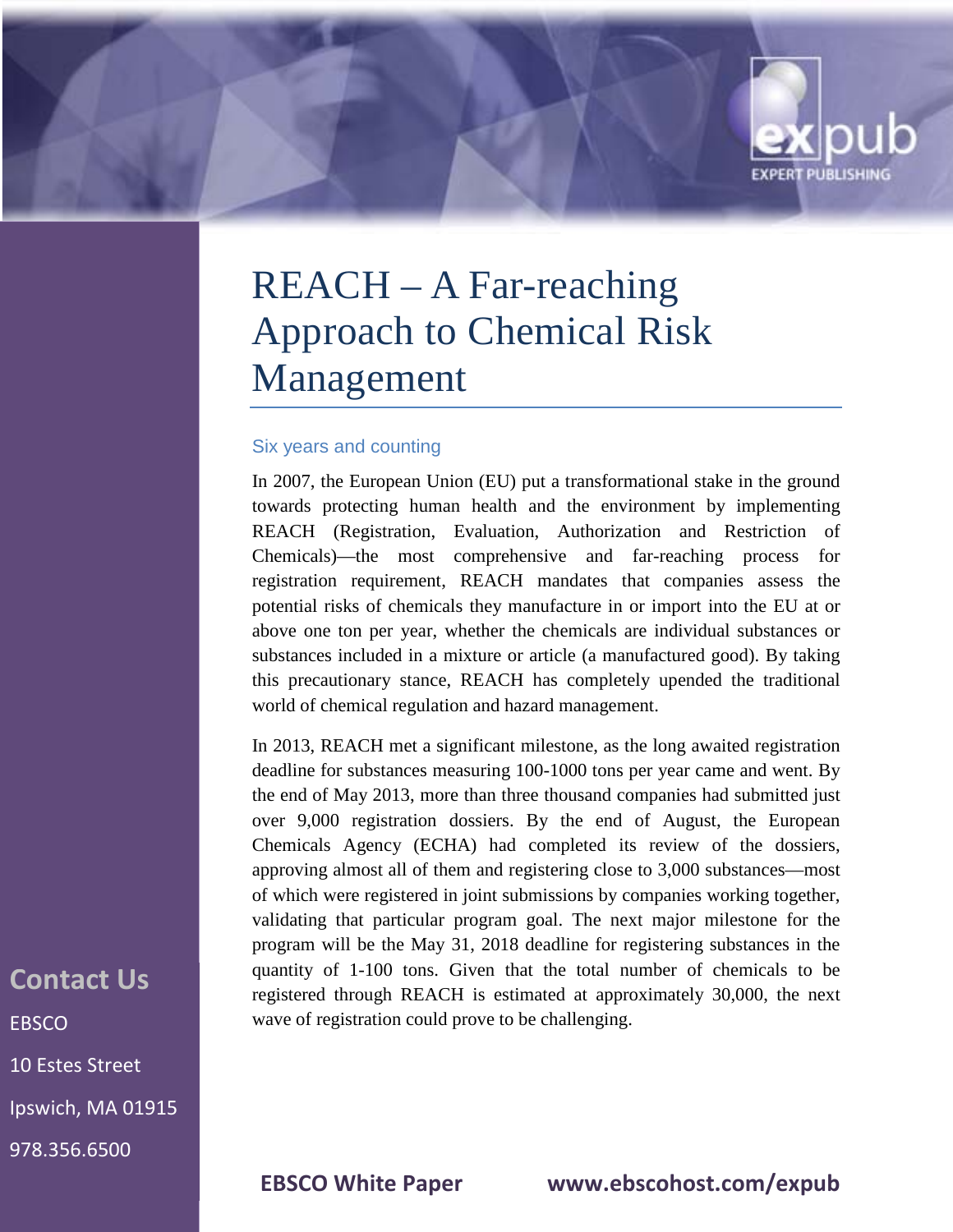# REACH – A Far-reaching Approach to Chemical Risk Management

### Six years and counting

In 2007, the European Union (EU) put a transformational stake in the ground towards protecting human health and the environment by implementing REACH (Registration, Evaluation, Authorization and Restriction of Chemicals)—the most comprehensive and far-reaching process for registration requirement, REACH mandates that companies assess the potential risks of chemicals they manufacture in or import into the EU at or above one ton per year, whether the chemicals are individual substances or substances included in a mixture or article (a manufactured good). By taking this precautionary stance, REACH has completely upended the traditional world of chemical regulation and hazard management.

In 2013, REACH met a significant milestone, as the long awaited registration deadline for substances measuring 100-1000 tons per year came and went. By the end of May 2013, more than three thousand companies had submitted just over 9,000 registration dossiers. By the end of August, the European Chemicals Agency (ECHA) had completed its review of the dossiers, approving almost all of them and registering close to 3,000 substances—most of which were registered in joint submissions by companies working together, validating that particular program goal. The next major milestone for the program will be the May 31, 2018 deadline for registering substances in the quantity of 1-100 tons. Given that the total number of chemicals to be registered through REACH is estimated at approximately 30,000, the next wave of registration could prove to be challenging.

**Contact Us**

EBSCO

10 Estes Street

Ipswich, MA 01915

978.356.6500

**EBSCO White Paper** **www.ebscohost.com/expub**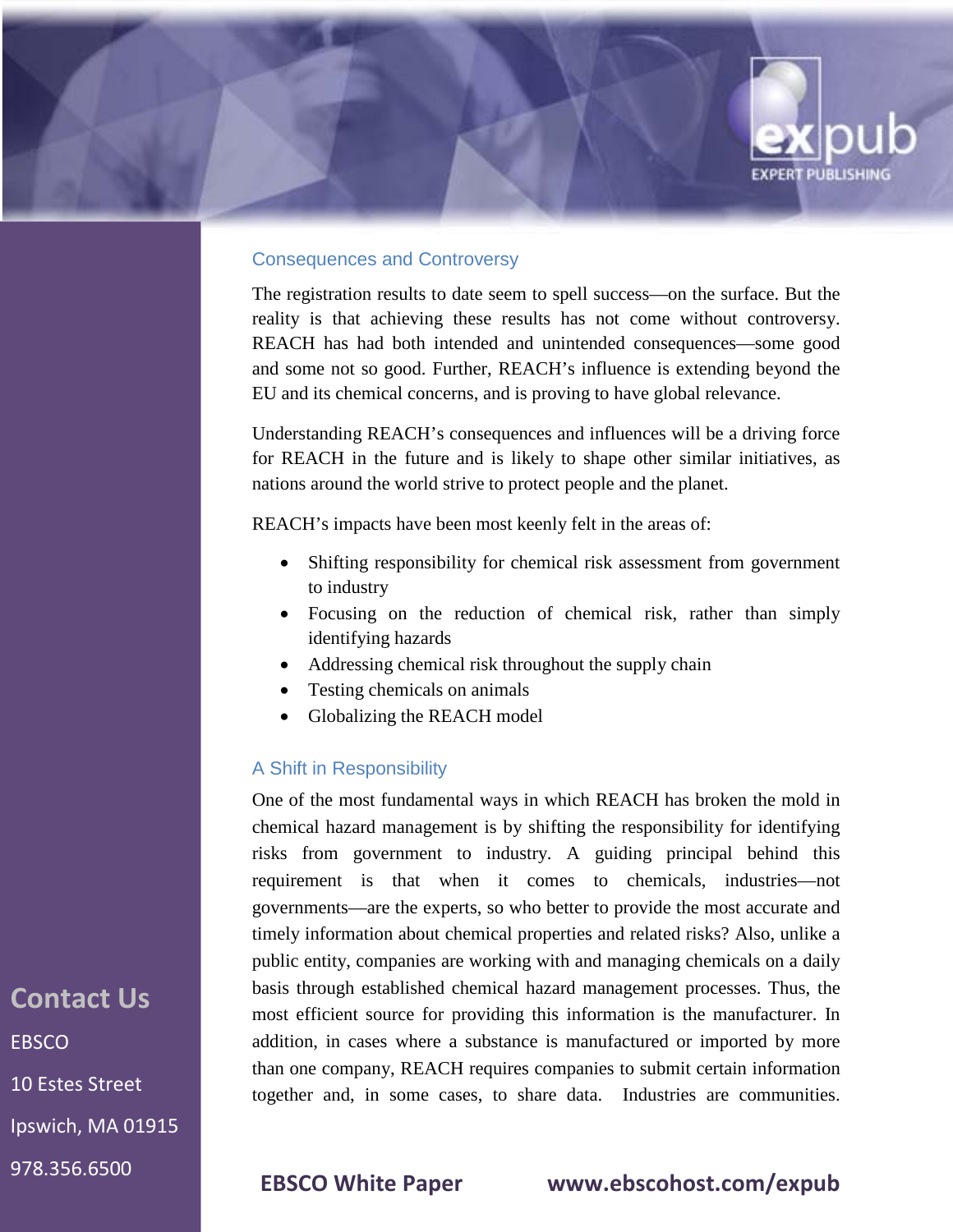## Consequences and Controversy

The registration results to date seem to spell success—on the surface. But the reality is that achieving these results has not come without controversy. REACH has had both intended and unintended consequences—some good and some not so good. Further, REACH's influence is extending beyond the EU and its chemical concerns, and is proving to have global relevance.

Understanding REACH's consequences and influences will be a driving force for REACH in the future and is likely to shape other similar initiatives, as nations around the world strive to protect people and the planet.

REACH's impacts have been most keenly felt in the areas of:

- Shifting responsibility for chemical risk assessment from government to industry
- Focusing on the reduction of chemical risk, rather than simply identifying hazards
- Addressing chemical risk throughout the supply chain
- Testing chemicals on animals
- Globalizing the REACH model

## A Shift in Responsibility

One of the most fundamental ways in which REACH has broken the mold in chemical hazard management is by shifting the responsibility for identifying risks from government to industry. A guiding principal behind this requirement is that when it comes to chemicals, industries—not governments—are the experts, so who better to provide the most accurate and timely information about chemical properties and related risks? Also, unlike a public entity, companies are working with and managing chemicals on a daily basis through established chemical hazard management processes. Thus, the most efficient source for providing this information is the manufacturer. In addition, in cases where a substance is manufactured or imported by more than one company, REACH requires companies to submit certain information together and, in some cases, to share data. Industries are communities.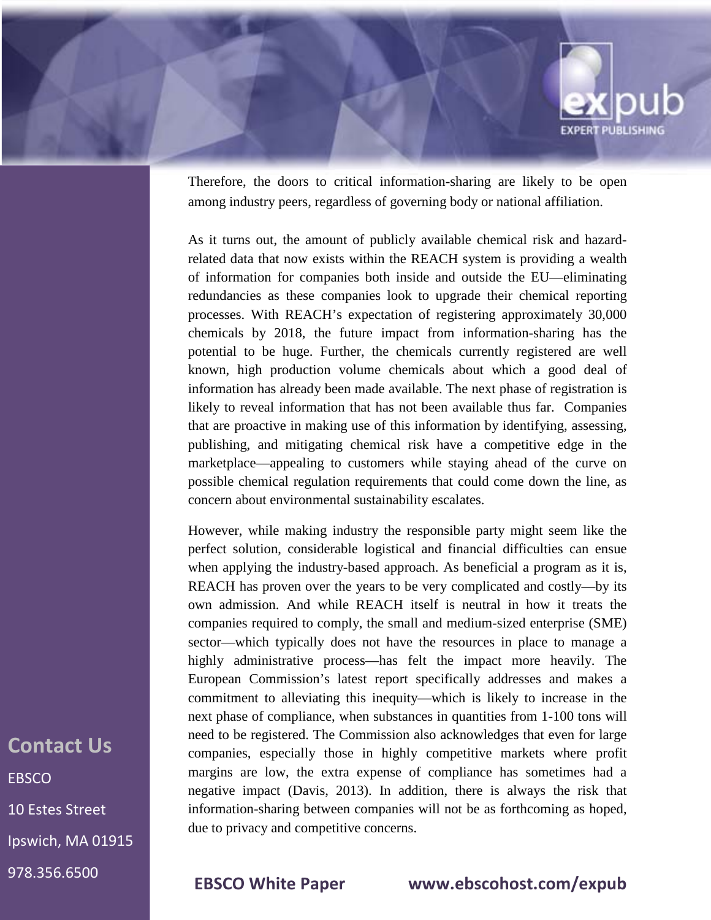Therefore, the doors to critical information-sharing are likely to be open among industry peers, regardless of governing body or national affiliation.

As it turns out, the amount of publicly available chemical risk and hazard-related data that now exists within the REACH system is providing a wealth of information for companies both inside and outside the EU—eliminating redundancies as these companies look to upgrade their chemical reporting processes. With REACH's expectation of registering approximately 30,000 chemicals by 2018, the future impact from information-sharing has the potential to be huge. Further, the chemicals currently registered are well known, high production volume chemicals about which a good deal of information has already been made available. The next phase of registration is likely to reveal information that has not been available thus far. Companies that are proactive in making use of this information by identifying, assessing, publishing, and mitigating chemical risk have a competitive edge in the marketplace—appealing to customers while staying ahead of the curve on possible chemical regulation requirements that could come down the line, as concern about environmental sustainability escalates.

However, while making industry the responsible party might seem like the perfect solution, considerable logistical and financial difficulties can ensue when applying the industry-based approach. As beneficial a program as it is, REACH has proven over the years to be very complicated and costly—by its own admission. And while REACH itself is neutral in how it treats the companies required to comply, the small and medium-sized enterprise (SME) sector—which typically does not have the resources in place to manage a highly administrative process—has felt the impact more heavily. The European Commission's latest report specifically addresses and makes a commitment to alleviating this inequity—which is likely to increase in the next phase of compliance, when substances in quantities from 1-100 tons will need to be registered. The Commission also acknowledges that even for large companies, especially those in highly competitive markets where profit margins are low, the extra expense of compliance has sometimes had a negative impact (Davis, 2013). In addition, there is always the risk that information-sharing between companies will not be as forthcoming as hoped, due to privacy and competitive concerns.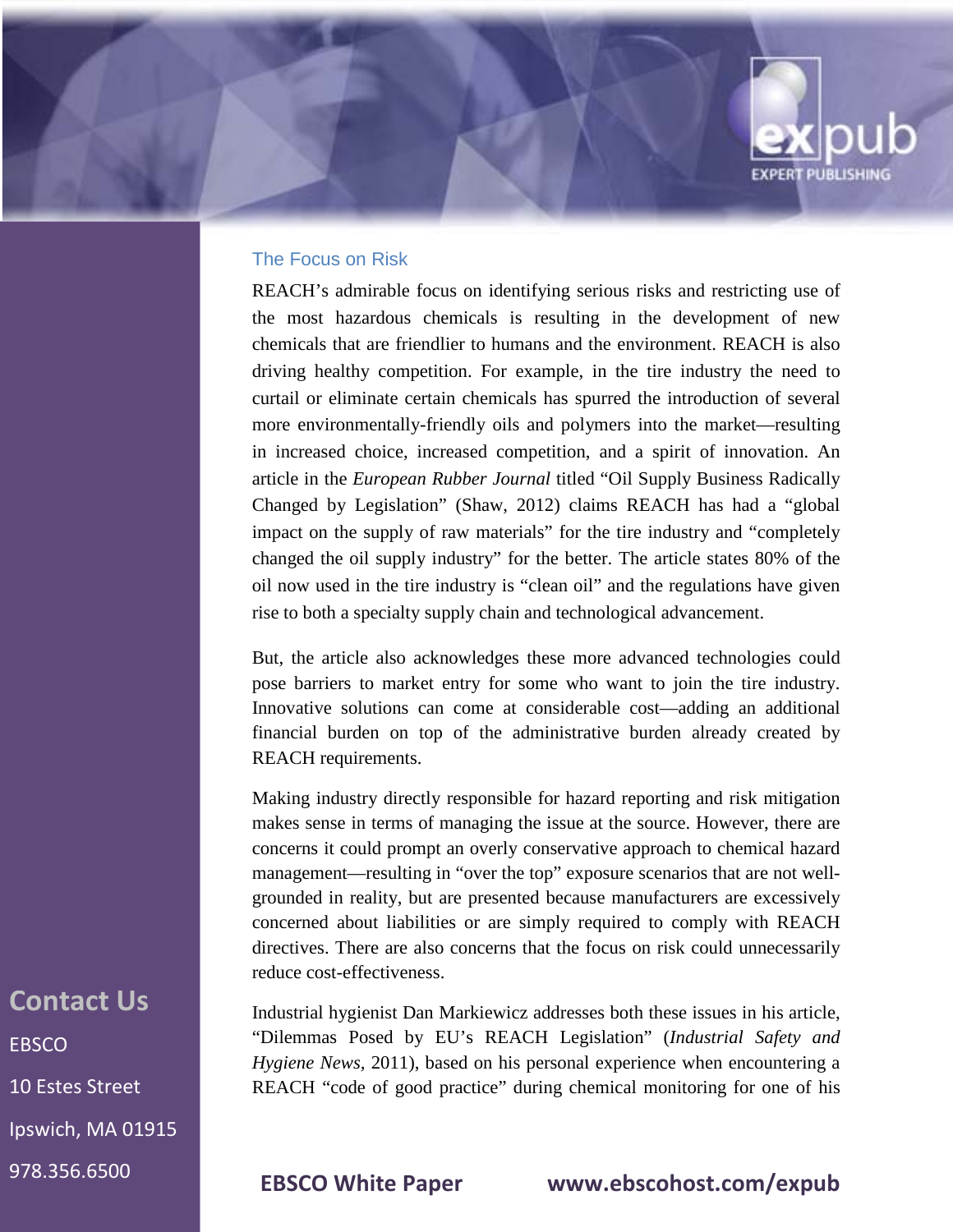## The Focus on Risk

REACH's admirable focus on identifying serious risks and restricting use of the most hazardous chemicals is resulting in the development of new chemicals that are friendlier to humans and the environment. REACH is also driving healthy competition. For example, in the tire industry the need to curtail or eliminate certain chemicals has spurred the introduction of several more environmentally-friendly oils and polymers into the market—resulting in increased choice, increased competition, and a spirit of innovation. An article in the *European Rubber Journal* titled "Oil Supply Business Radically Changed by Legislation" (Shaw, 2012) claims REACH has had a "global impact on the supply of raw materials" for the tire industry and "completely changed the oil supply industry" for the better. The article states 80% of the oil now used in the tire industry is "clean oil" and the regulations have given rise to both a specialty supply chain and technological advancement.

But, the article also acknowledges these more advanced technologies could pose barriers to market entry for some who want to join the tire industry. Innovative solutions can come at considerable cost—adding an additional financial burden on top of the administrative burden already created by REACH requirements.

Making industry directly responsible for hazard reporting and risk mitigation makes sense in terms of managing the issue at the source. However, there are concerns it could prompt an overly conservative approach to chemical hazard management—resulting in "over the top" exposure scenarios that are not well-grounded in reality, but are presented because manufacturers are excessively concerned about liabilities or are simply required to comply with REACH directives. There are also concerns that the focus on risk could unnecessarily reduce cost-effectiveness.

Industrial hygienist Dan Markiewicz addresses both these issues in his article, "Dilemmas Posed by EU's REACH Legislation" (*Industrial Safety and Hygiene News*, 2011), based on his personal experience when encountering a REACH "code of good practice" during chemical monitoring for one of his

**Contact Us**

EBSCO

10 Estes Street

Ipswich, MA 01915

978.356.6500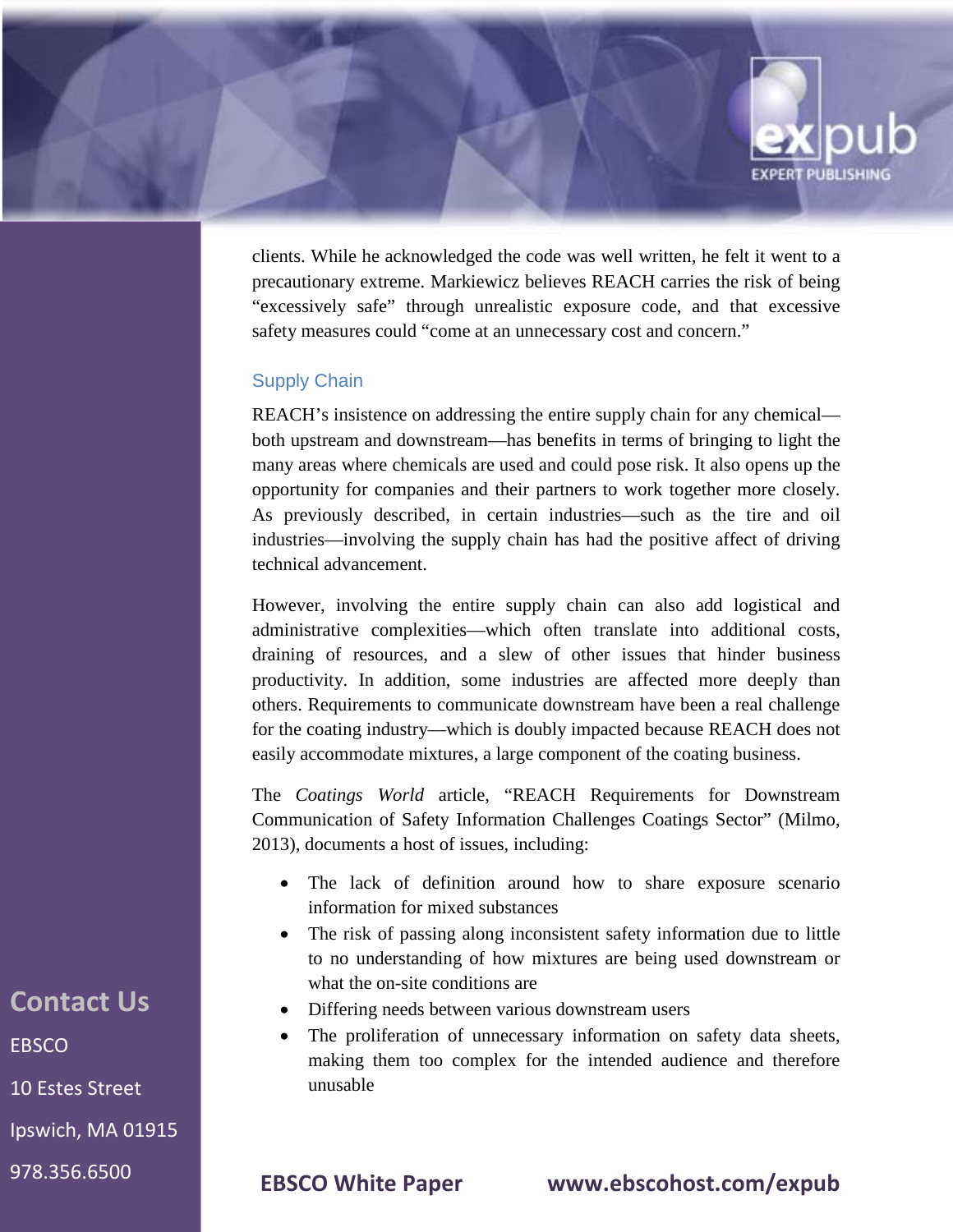clients. While he acknowledged the code was well written, he felt it went to a precautionary extreme. Markiewicz believes REACH carries the risk of being "excessively safe" through unrealistic exposure code, and that excessive safety measures could "come at an unnecessary cost and concern."

## Supply Chain

REACH's insistence on addressing the entire supply chain for any chemical—both upstream and downstream—has benefits in terms of bringing to light the many areas where chemicals are used and could pose risk. It also opens up the opportunity for companies and their partners to work together more closely. As previously described, in certain industries—such as the tire and oil industries—involving the supply chain has had the positive affect of driving technical advancement.

However, involving the entire supply chain can also add logistical and administrative complexities—which often translate into additional costs, draining of resources, and a slew of other issues that hinder business productivity. In addition, some industries are affected more deeply than others. Requirements to communicate downstream have been a real challenge for the coating industry—which is doubly impacted because REACH does not easily accommodate mixtures, a large component of the coating business.

The *Coatings World* article, "REACH Requirements for Downstream Communication of Safety Information Challenges Coatings Sector" (Milmo, 2013), documents a host of issues, including:

- The lack of definition around how to share exposure scenario information for mixed substances
- The risk of passing along inconsistent safety information due to little to no understanding of how mixtures are being used downstream or what the on-site conditions are
- Differing needs between various downstream users
- The proliferation of unnecessary information on safety data sheets, making them too complex for the intended audience and therefore unusable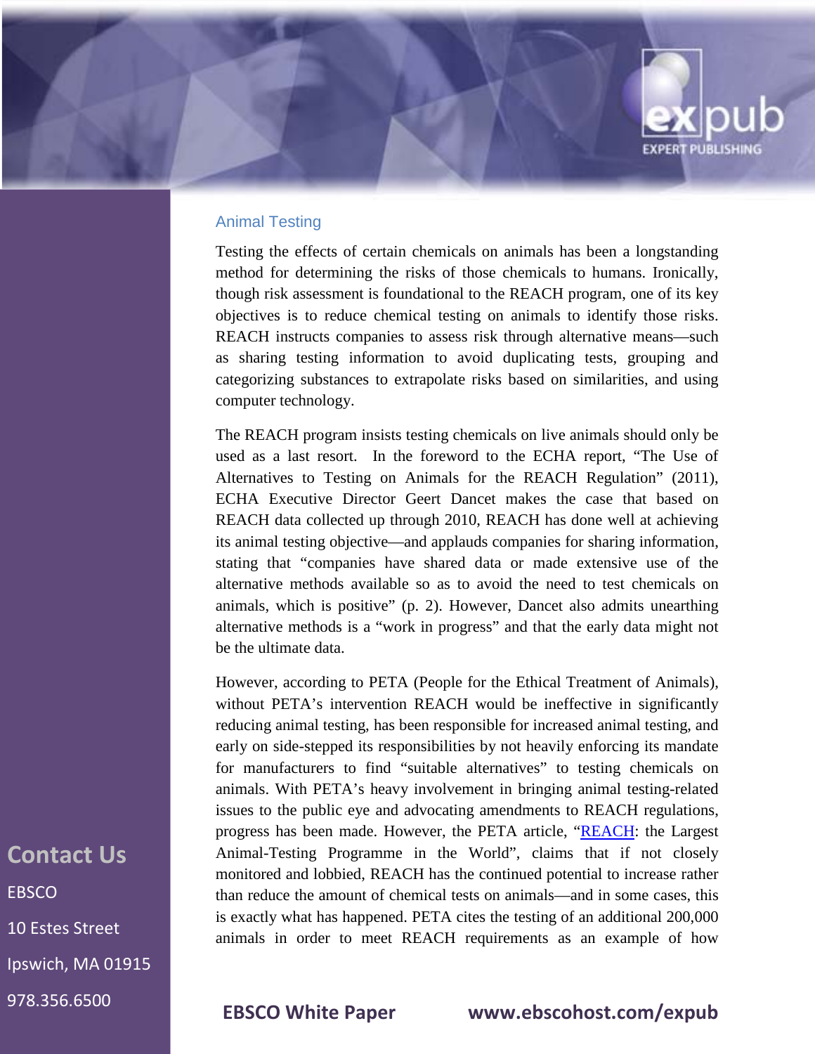## Animal Testing

Testing the effects of certain chemicals on animals has been a longstanding method for determining the risks of those chemicals to humans. Ironically, though risk assessment is foundational to the REACH program, one of its key objectives is to reduce chemical testing on animals to identify those risks. REACH instructs companies to assess risk through alternative means—such as sharing testing information to avoid duplicating tests, grouping and categorizing substances to extrapolate risks based on similarities, and using computer technology.

The REACH program insists testing chemicals on live animals should only be used as a last resort. In the foreword to the ECHA report, "The Use of Alternatives to Testing on Animals for the REACH Regulation" (2011), ECHA Executive Director Geert Dancet makes the case that based on REACH data collected up through 2010, REACH has done well at achieving its animal testing objective—and applauds companies for sharing information, stating that "companies have shared data or made extensive use of the alternative methods available so as to avoid the need to test chemicals on animals, which is positive" (p. 2). However, Dancet also admits unearthing alternative methods is a "work in progress" and that the early data might not be the ultimate data.

However, according to PETA (People for the Ethical Treatment of Animals), without PETA's intervention REACH would be ineffective in significantly reducing animal testing, has been responsible for increased animal testing, and early on side-stepped its responsibilities by not heavily enforcing its mandate for manufacturers to find "suitable alternatives" to testing chemicals on animals. With PETA's heavy involvement in bringing animal testing-related issues to the public eye and advocating amendments to REACH regulations, progress has been made. However, the PETA article, "REACH: the Largest Animal-Testing Programme in the World", claims that if not closely monitored and lobbied, REACH has the continued potential to increase rather than reduce the amount of chemical tests on animals—and in some cases, this is exactly what has happened. PETA cites the testing of an additional 200,000 animals in order to meet REACH requirements as an example of how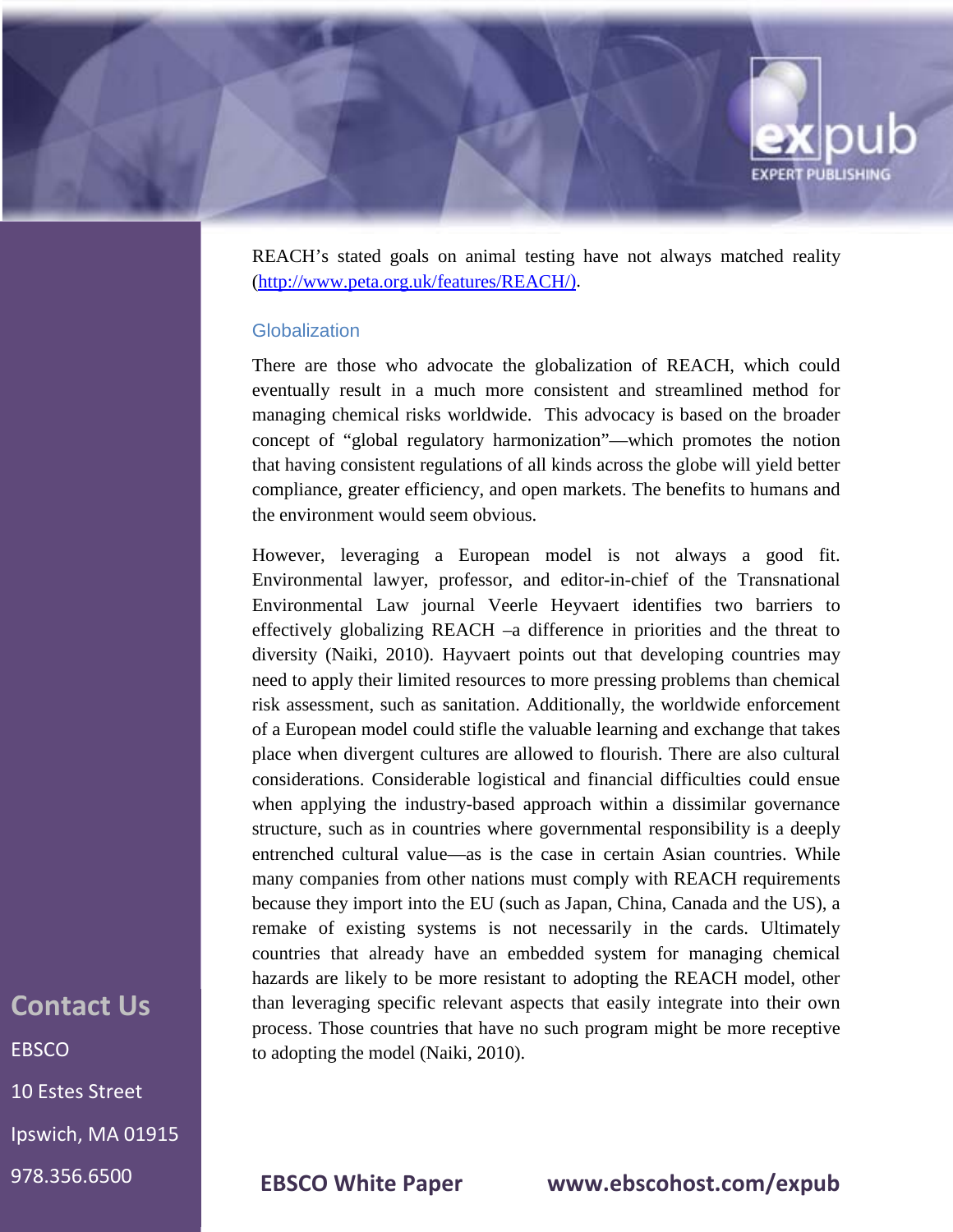REACH's stated goals on animal testing have not always matched reality (http://www.peta.org.uk/features/REACH/).

### Globalization

There are those who advocate the globalization of REACH, which could eventually result in a much more consistent and streamlined method for managing chemical risks worldwide. This advocacy is based on the broader concept of "global regulatory harmonization"—which promotes the notion that having consistent regulations of all kinds across the globe will yield better compliance, greater efficiency, and open markets. The benefits to humans and the environment would seem obvious.

However, leveraging a European model is not always a good fit. Environmental lawyer, professor, and editor-in-chief of the Transnational Environmental Law journal Veerle Heyvaert identifies two barriers to effectively globalizing REACH –a difference in priorities and the threat to diversity (Naiki, 2010). Hayvaert points out that developing countries may need to apply their limited resources to more pressing problems than chemical risk assessment, such as sanitation. Additionally, the worldwide enforcement of a European model could stifle the valuable learning and exchange that takes place when divergent cultures are allowed to flourish. There are also cultural considerations. Considerable logistical and financial difficulties could ensue when applying the industry-based approach within a dissimilar governance structure, such as in countries where governmental responsibility is a deeply entrenched cultural value—as is the case in certain Asian countries. While many companies from other nations must comply with REACH requirements because they import into the EU (such as Japan, China, Canada and the US), a remake of existing systems is not necessarily in the cards. Ultimately countries that already have an embedded system for managing chemical hazards are likely to be more resistant to adopting the REACH model, other than leveraging specific relevant aspects that easily integrate into their own process. Those countries that have no such program might be more receptive to adopting the model (Naiki, 2010).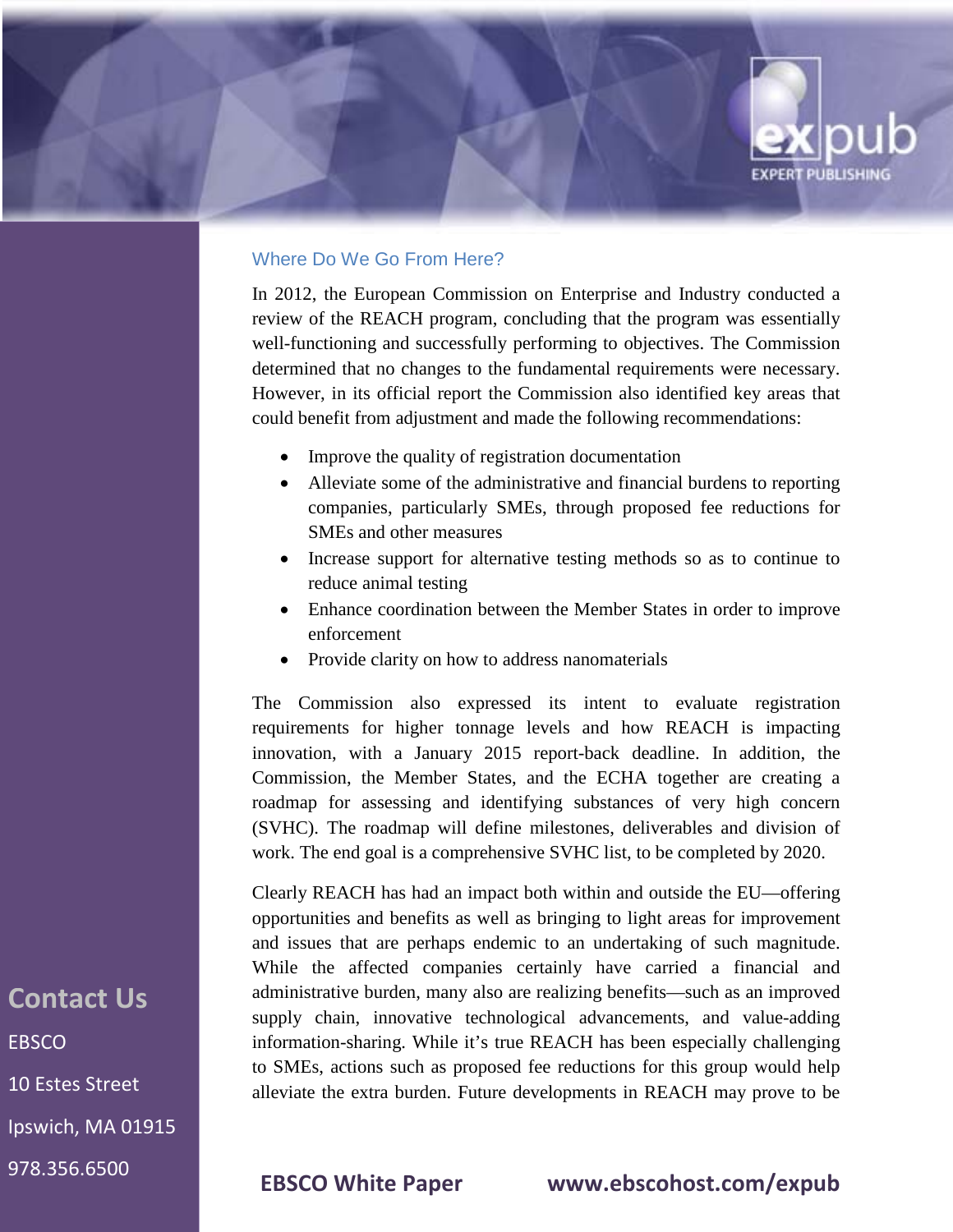## Where Do We Go From Here?

In 2012, the European Commission on Enterprise and Industry conducted a review of the REACH program, concluding that the program was essentially well-functioning and successfully performing to objectives. The Commission determined that no changes to the fundamental requirements were necessary. However, in its official report the Commission also identified key areas that could benefit from adjustment and made the following recommendations:

- Improve the quality of registration documentation
- Alleviate some of the administrative and financial burdens to reporting companies, particularly SMEs, through proposed fee reductions for SMEs and other measures
- Increase support for alternative testing methods so as to continue to reduce animal testing
- Enhance coordination between the Member States in order to improve enforcement
- Provide clarity on how to address nanomaterials

The Commission also expressed its intent to evaluate registration requirements for higher tonnage levels and how REACH is impacting innovation, with a January 2015 report-back deadline. In addition, the Commission, the Member States, and the ECHA together are creating a roadmap for assessing and identifying substances of very high concern (SVHC). The roadmap will define milestones, deliverables and division of work. The end goal is a comprehensive SVHC list, to be completed by 2020.

Clearly REACH has had an impact both within and outside the EU—offering opportunities and benefits as well as bringing to light areas for improvement and issues that are perhaps endemic to an undertaking of such magnitude. While the affected companies certainly have carried a financial and administrative burden, many also are realizing benefits—such as an improved supply chain, innovative technological advancements, and value-adding information-sharing. While it's true REACH has been especially challenging to SMEs, actions such as proposed fee reductions for this group would help alleviate the extra burden. Future developments in REACH may prove to be

**Contact Us**

EBSCO

10 Estes Street

Ipswich, MA 01915

978.356.6500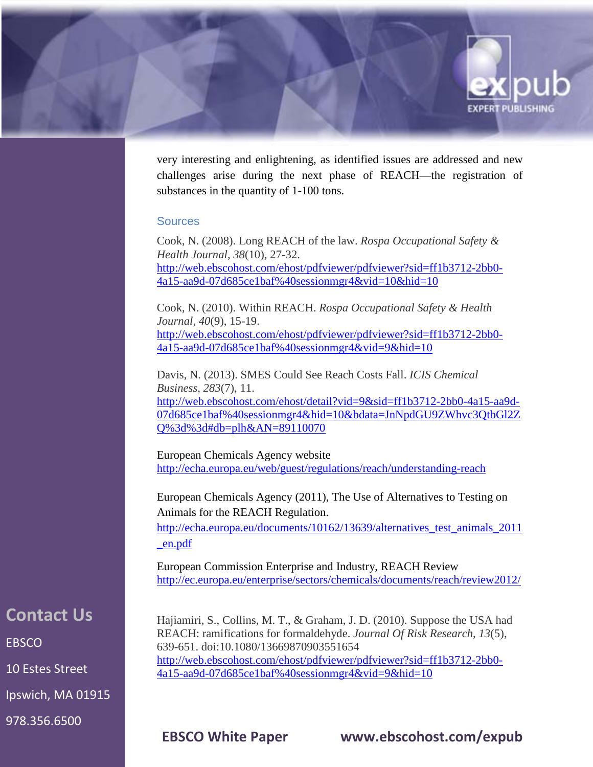very interesting and enlightening, as identified issues are addressed and new challenges arise during the next phase of REACH—the registration of substances in the quantity of 1-100 tons.

## Sources

Cook, N. (2008). Long REACH of the law. *Rospa Occupational Safety & Health Journal*, *38*(10), 27-32. http://web.ebscohost.com/ehost/pdfviewer/pdfviewer?sid=ff1b3712-2bb0-4a15-aa9d-07d685ce1baf%40sessionmgr4&vid=10&hid=10

Cook, N. (2010). Within REACH. *Rospa Occupational Safety & Health Journal*, *40*(9), 15-19. http://web.ebscohost.com/ehost/pdfviewer/pdfviewer?sid=ff1b3712-2bb0-4a15-aa9d-07d685ce1baf%40sessionmgr4&vid=9&hid=10

Davis, N. (2013). SMES Could See Reach Costs Fall. *ICIS Chemical Business*, *283*(7), 11. http://web.ebscohost.com/ehost/detail?vid=9&sid=ff1b3712-2bb0-4a15-aa9d-07d685ce1baf%40sessionmgr4&hid=10&bdata=JnNpdGU9ZWhvc3QtbGl2ZQ%3d%3d#db=plh&AN=89110070

European Chemicals Agency website
http://echa.europa.eu/web/guest/regulations/reach/understanding-reach

European Chemicals Agency (2011), The Use of Alternatives to Testing on Animals for the REACH Regulation.
http://echa.europa.eu/documents/10162/13639/alternatives_test_animals_2011_en.pdf

European Commission Enterprise and Industry, REACH Review
http://ec.europa.eu/enterprise/sectors/chemicals/documents/reach/review2012/

Hajiamiri, S., Collins, M. T., & Graham, J. D. (2010). Suppose the USA had REACH: ramifications for formaldehyde. *Journal Of Risk Research*, *13*(5), 639-651. doi:10.1080/13669870903551654
http://web.ebscohost.com/ehost/pdfviewer/pdfviewer?sid=ff1b3712-2bb0-4a15-aa9d-07d685ce1baf%40sessionmgr4&vid=9&hid=10

## Contact Us

EBSCO

10 Estes Street

Ipswich, MA 01915

978.356.6500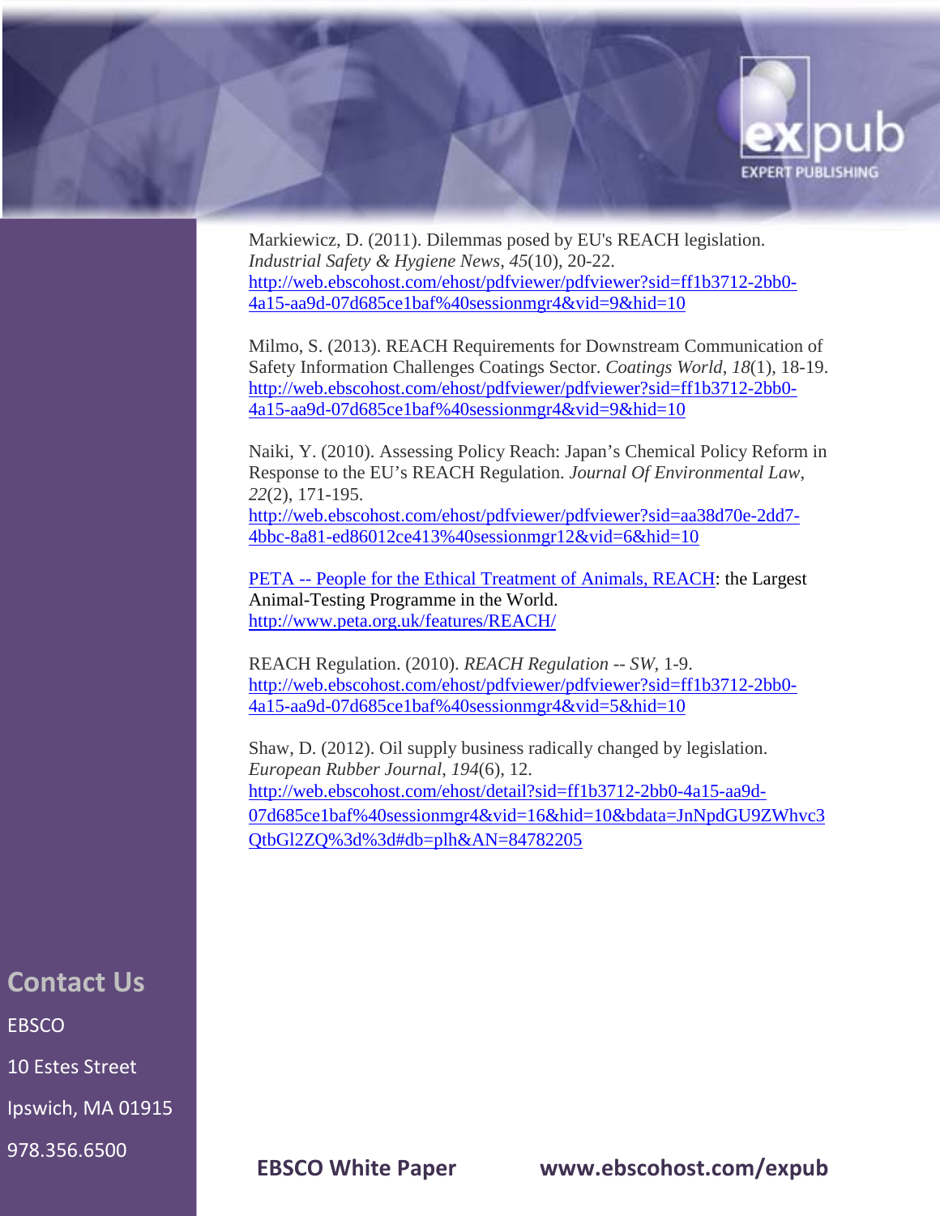Markiewicz, D. (2011). Dilemmas posed by EU's REACH legislation. *Industrial Safety & Hygiene News*, *45*(10), 20-22. http://web.ebscohost.com/ehost/pdfviewer/pdfviewer?sid=ff1b3712-2bb0-4a15-aa9d-07d685ce1baf%40sessionmgr4&vid=9&hid=10

Milmo, S. (2013). REACH Requirements for Downstream Communication of Safety Information Challenges Coatings Sector. *Coatings World*, *18*(1), 18-19. http://web.ebscohost.com/ehost/pdfviewer/pdfviewer?sid=ff1b3712-2bb0-4a15-aa9d-07d685ce1baf%40sessionmgr4&vid=9&hid=10

Naiki, Y. (2010). Assessing Policy Reach: Japan's Chemical Policy Reform in Response to the EU's REACH Regulation. *Journal Of Environmental Law*, *22*(2), 171-195. http://web.ebscohost.com/ehost/pdfviewer/pdfviewer?sid=aa38d70e-2dd7-4bbc-8a81-ed86012ce413%40sessionmgr12&vid=6&hid=10

PETA -- People for the Ethical Treatment of Animals, REACH: the Largest Animal-Testing Programme in the World. http://www.peta.org.uk/features/REACH/

REACH Regulation. (2010). *REACH Regulation -- SW*, 1-9. http://web.ebscohost.com/ehost/pdfviewer/pdfviewer?sid=ff1b3712-2bb0-4a15-aa9d-07d685ce1baf%40sessionmgr4&vid=5&hid=10

Shaw, D. (2012). Oil supply business radically changed by legislation. *European Rubber Journal*, *194*(6), 12. http://web.ebscohost.com/ehost/detail?sid=ff1b3712-2bb0-4a15-aa9d-07d685ce1baf%40sessionmgr4&vid=16&hid=10&bdata=JnNpdGU9ZWhvc3QtbGl2ZQ%3d%3d#db=plh&AN=84782205

## Contact Us

EBSCO

10 Estes Street

Ipswich, MA 01915

978.356.6500